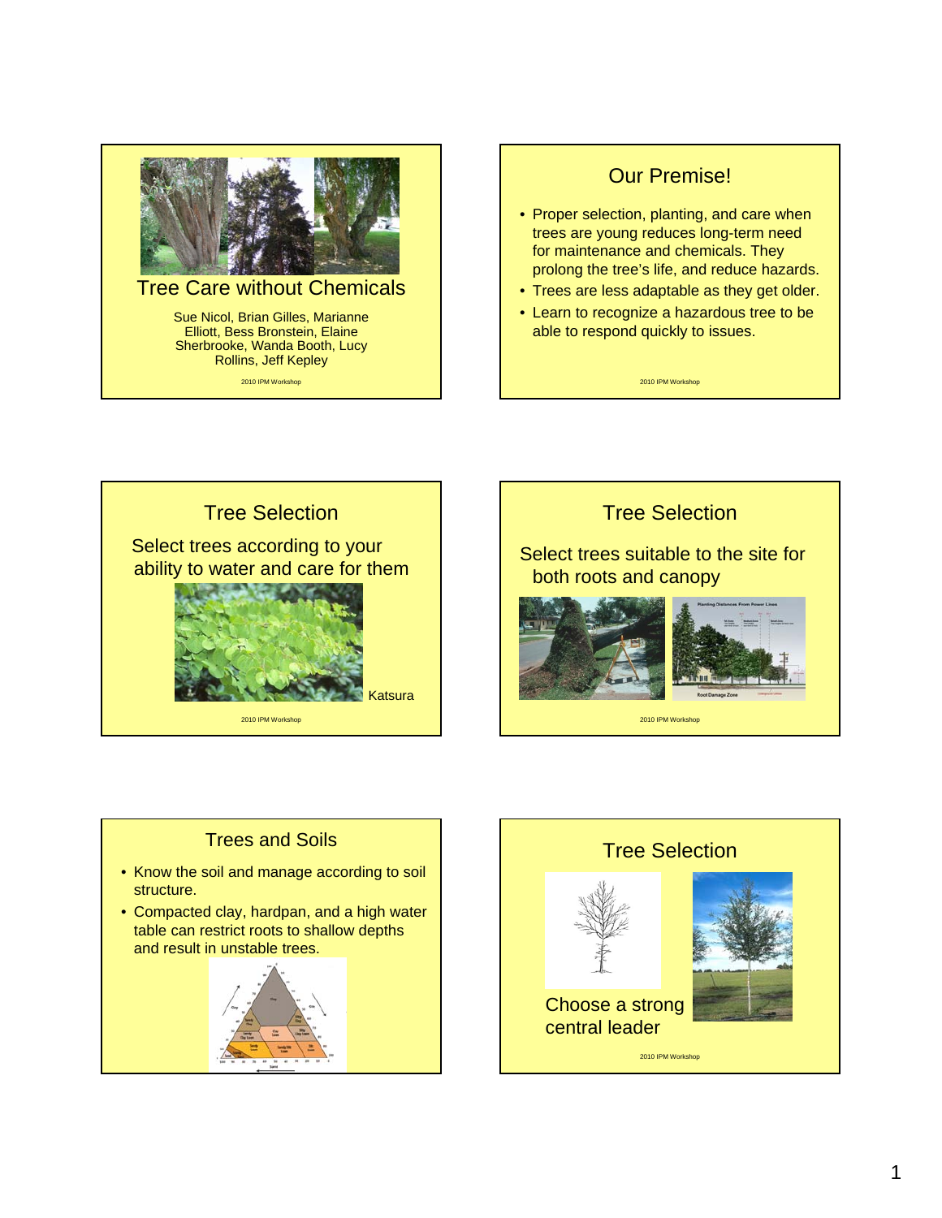## Tree Care without Chemicals

Sue Nicol, Brian Gilles, Marianne Elliott, Bess Bronstein, Elaine Sherbrooke, Wanda Booth, Lucy Rollins, Jeff Kepley

2010 IPM Workshop

## Our Premise!

- Proper selection, planting, and care when trees are young reduces long-term need for maintenance and chemicals. They prolong the tree's life, and reduce hazards.
- Trees are less adaptable as they get older.
- Learn to recognize a hazardous tree to be able to respond quickly to issues.

2010 IPM Workshop

## Tree Selection

Select trees according to your ability to water and care for them

Katsura

2010 IPM Workshop

## Tree Selection

Select trees suitable to the site for both roots and canopy

2010 IPM Workshop

## Trees and Soils

- Know the soil and manage according to soil structure.
- Compacted clay, hardpan, and a high water table can restrict roots to shallow depths and result in unstable trees.

## Tree Selection

Choose a strong central leader

2010 IPM Workshop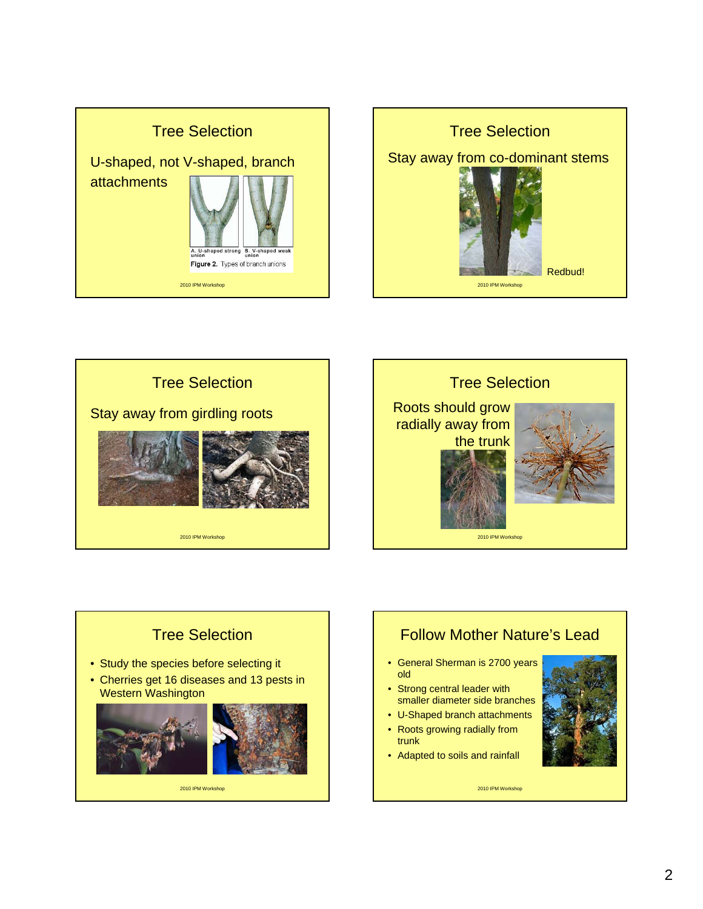## Tree Selection

U-shaped, not V-shaped, branch attachments

A. U-shaped strong union B. V-shaped weak union

**Figure 2.** Types of branch unions

## Tree Selection

Stay away from co-dominant stems

Redbud!

## Tree Selection

Stay away from girdling roots

## Tree Selection

Roots should grow radially away from the trunk

## Tree Selection

- Study the species before selecting it
- Cherries get 16 diseases and 13 pests in Western Washington

## Follow Mother Nature's Lead

- General Sherman is 2700 years old
- Strong central leader with smaller diameter side branches
- U-Shaped branch attachments
- Roots growing radially from trunk
- Adapted to soils and rainfall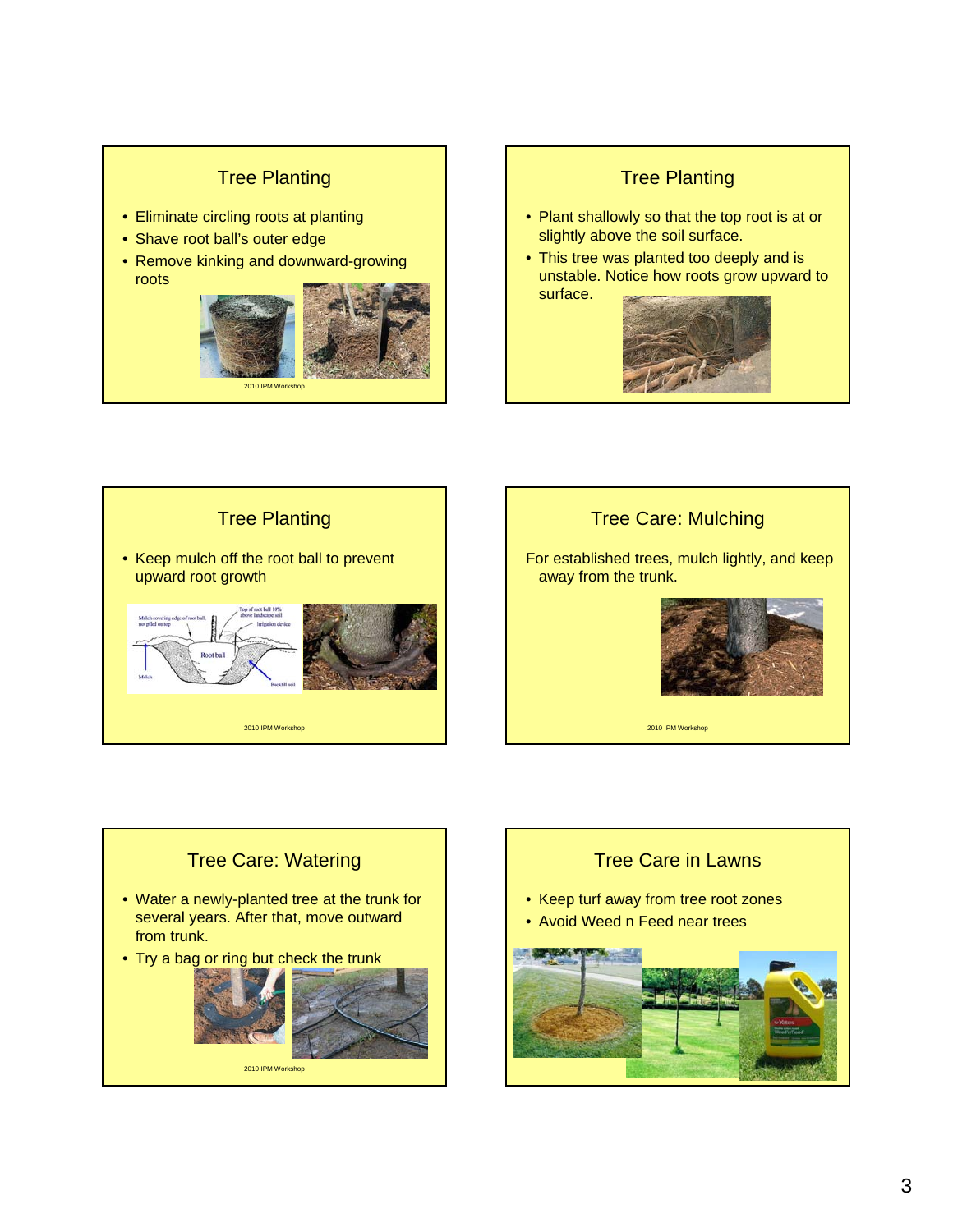## Tree Planting

- Eliminate circling roots at planting
- Shave root ball's outer edge
- Remove kinking and downward-growing roots

## Tree Planting

- Plant shallowly so that the top root is at or slightly above the soil surface.
- This tree was planted too deeply and is unstable. Notice how roots grow upward to surface.

## Tree Planting

- Keep mulch off the root ball to prevent upward root growth

## Tree Care: Mulching

For established trees, mulch lightly, and keep away from the trunk.

## Tree Care: Watering

- Water a newly-planted tree at the trunk for several years. After that, move outward from trunk.
- Try a bag or ring but check the trunk

## Tree Care in Lawns

- Keep turf away from tree root zones
- Avoid Weed n Feed near trees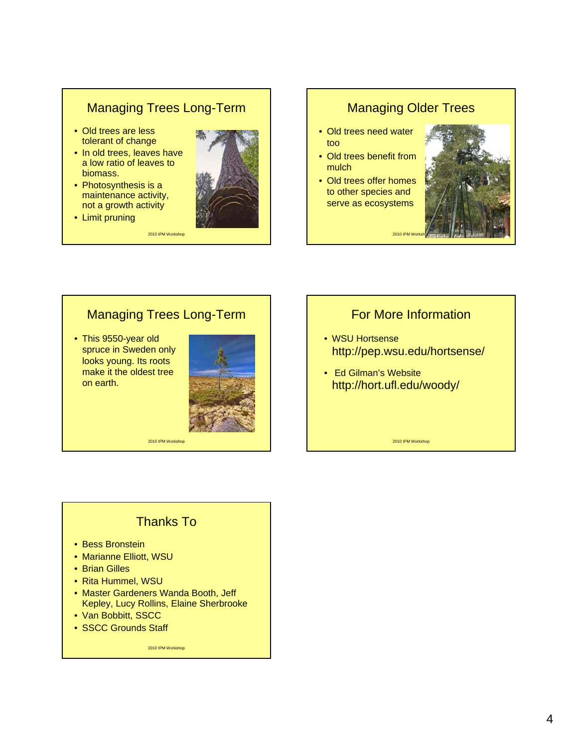## Managing Trees Long-Term

- Old trees are less tolerant of change
- In old trees, leaves have a low ratio of leaves to biomass.
- Photosynthesis is a maintenance activity, not a growth activity
- Limit pruning

2010 IPM Workshop

## Managing Older Trees

- Old trees need water too
- Old trees benefit from mulch
- Old trees offer homes to other species and serve as ecosystems

2010 IPM Workshop

## Managing Trees Long-Term

- This 9550-year old spruce in Sweden only looks young. Its roots make it the oldest tree on earth.

2010 IPM Workshop

## For More Information

- WSU Hortsense
  http://pep.wsu.edu/hortsense/
- Ed Gilman's Website
  http://hort.ufl.edu/woody/

2010 IPM Workshop

## Thanks To

- Bess Bronstein
- Marianne Elliott, WSU
- Brian Gilles
- Rita Hummel, WSU
- Master Gardeners Wanda Booth, Jeff Kepley, Lucy Rollins, Elaine Sherbrooke
- Van Bobbitt, SSCC
- SSCC Grounds Staff

2010 IPM Workshop